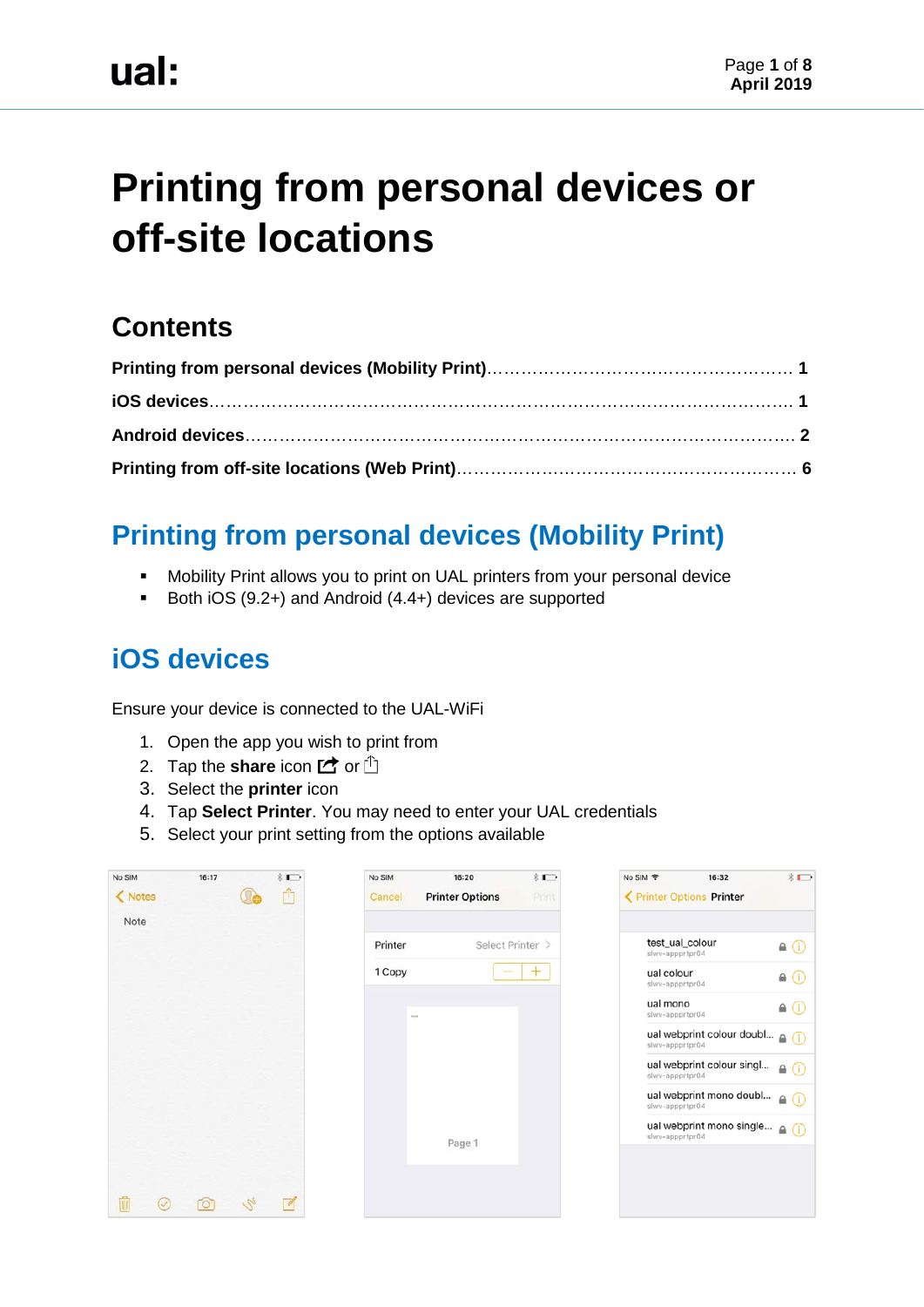# Printing from personal devices or off-site locations

## Contents

**Printing from personal devices (Mobility Print)** ........................................ 1

**iOS devices** ........................................................................................ 1

**Android devices** .................................................................................. 2

**Printing from off-site locations (Web Print)** ............................................ 6

## Printing from personal devices (Mobility Print)

- Mobility Print allows you to print on UAL printers from your personal device
- Both iOS (9.2+) and Android (4.4+) devices are supported

## iOS devices

Ensure your device is connected to the UAL-WiFi

1. Open the app you wish to print from
2. Tap the **share** icon or
3. Select the **printer** icon
4. Tap **Select Printer**. You may need to enter your UAL credentials
5. Select your print setting from the options available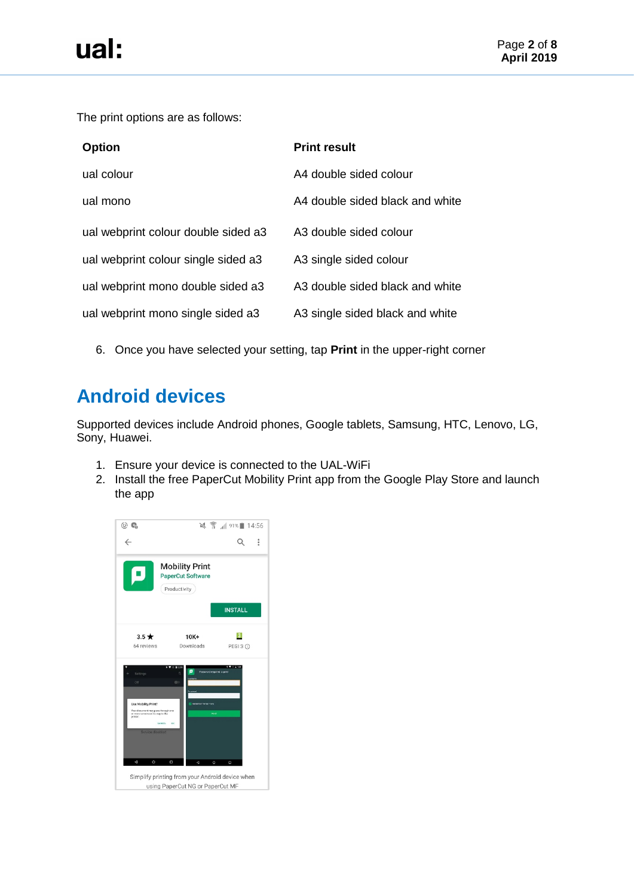The print options are as follows:

| Option | Print result |
| --- | --- |
| ual colour | A4 double sided colour |
| ual mono | A4 double sided black and white |
| ual webprint colour double sided a3 | A3 double sided colour |
| ual webprint colour single sided a3 | A3 single sided colour |
| ual webprint mono double sided a3 | A3 double sided black and white |
| ual webprint mono single sided a3 | A3 single sided black and white |

6. Once you have selected your setting, tap **Print** in the upper-right corner

## Android devices

Supported devices include Android phones, Google tablets, Samsung, HTC, Lenovo, LG, Sony, Huawei.

1. Ensure your device is connected to the UAL-WiFi
2. Install the free PaperCut Mobility Print app from the Google Play Store and launch the app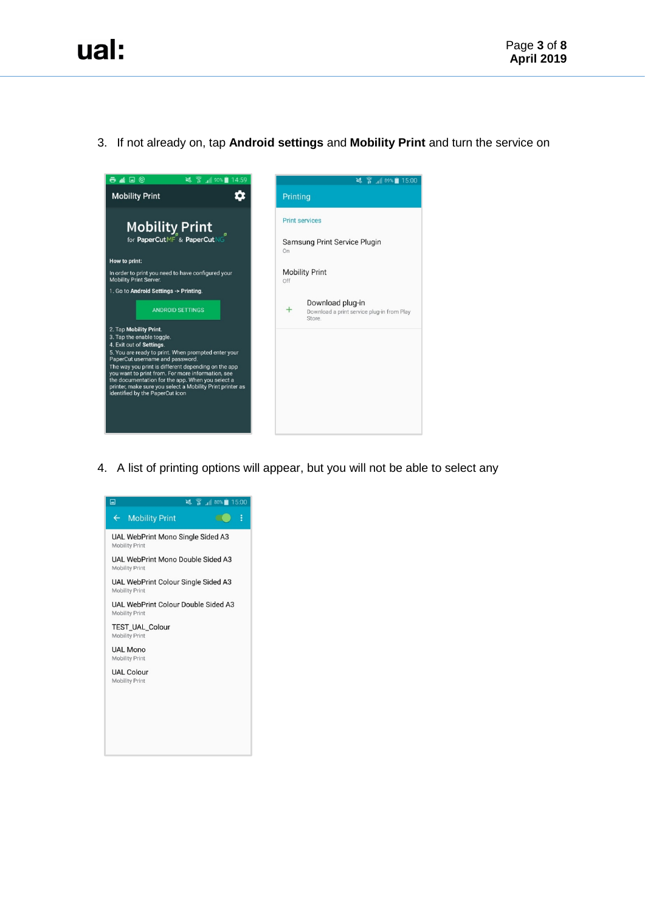3. If not already on, tap **Android settings** and **Mobility Print** and turn the service on

4. A list of printing options will appear, but you will not be able to select any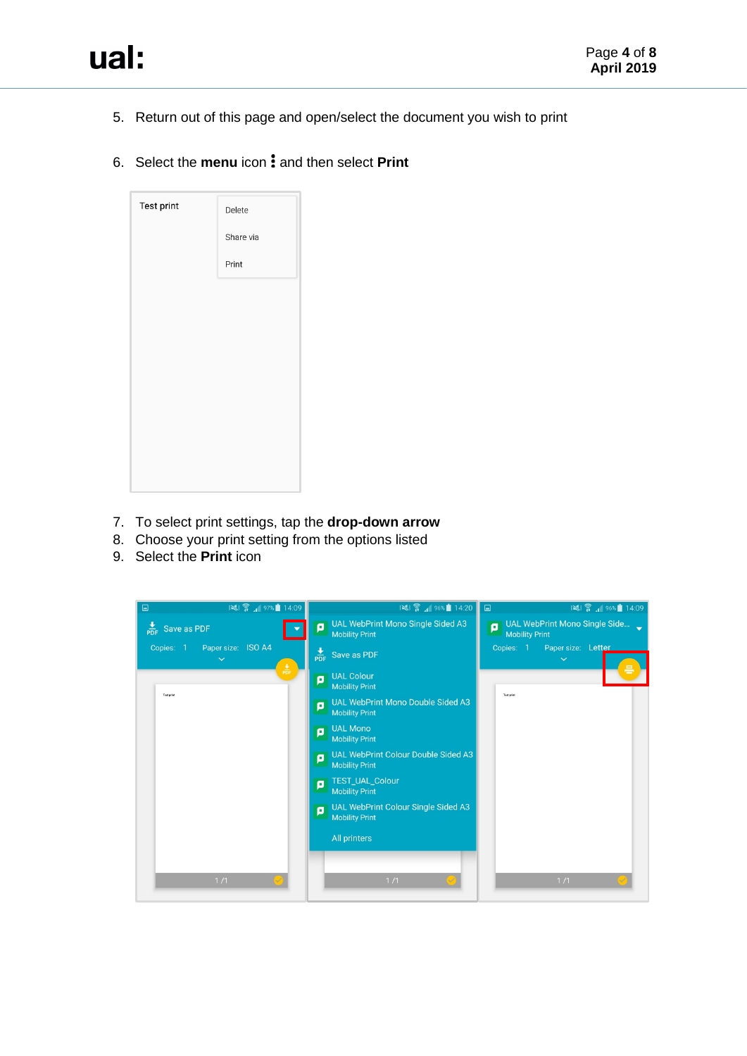5. Return out of this page and open/select the document you wish to print

6. Select the **menu** icon ⋮ and then select **Print**

7. To select print settings, tap the **drop-down arrow**
8. Choose your print setting from the options listed
9. Select the **Print** icon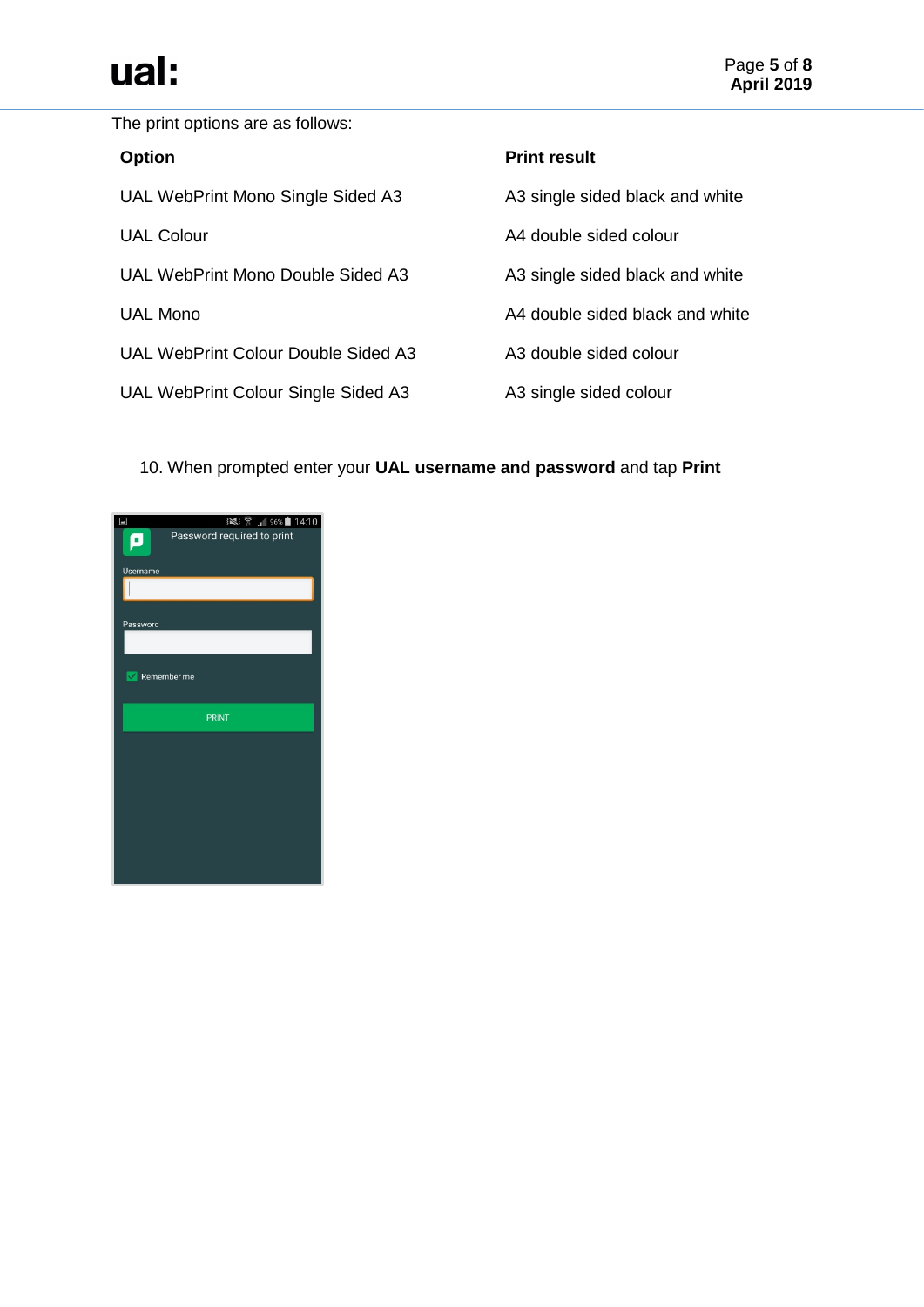The print options are as follows:

| Option | Print result |
| --- | --- |
| UAL WebPrint Mono Single Sided A3 | A3 single sided black and white |
| UAL Colour | A4 double sided colour |
| UAL WebPrint Mono Double Sided A3 | A3 single sided black and white |
| UAL Mono | A4 double sided black and white |
| UAL WebPrint Colour Double Sided A3 | A3 double sided colour |
| UAL WebPrint Colour Single Sided A3 | A3 single sided colour |

10. When prompted enter your **UAL username and password** and tap **Print**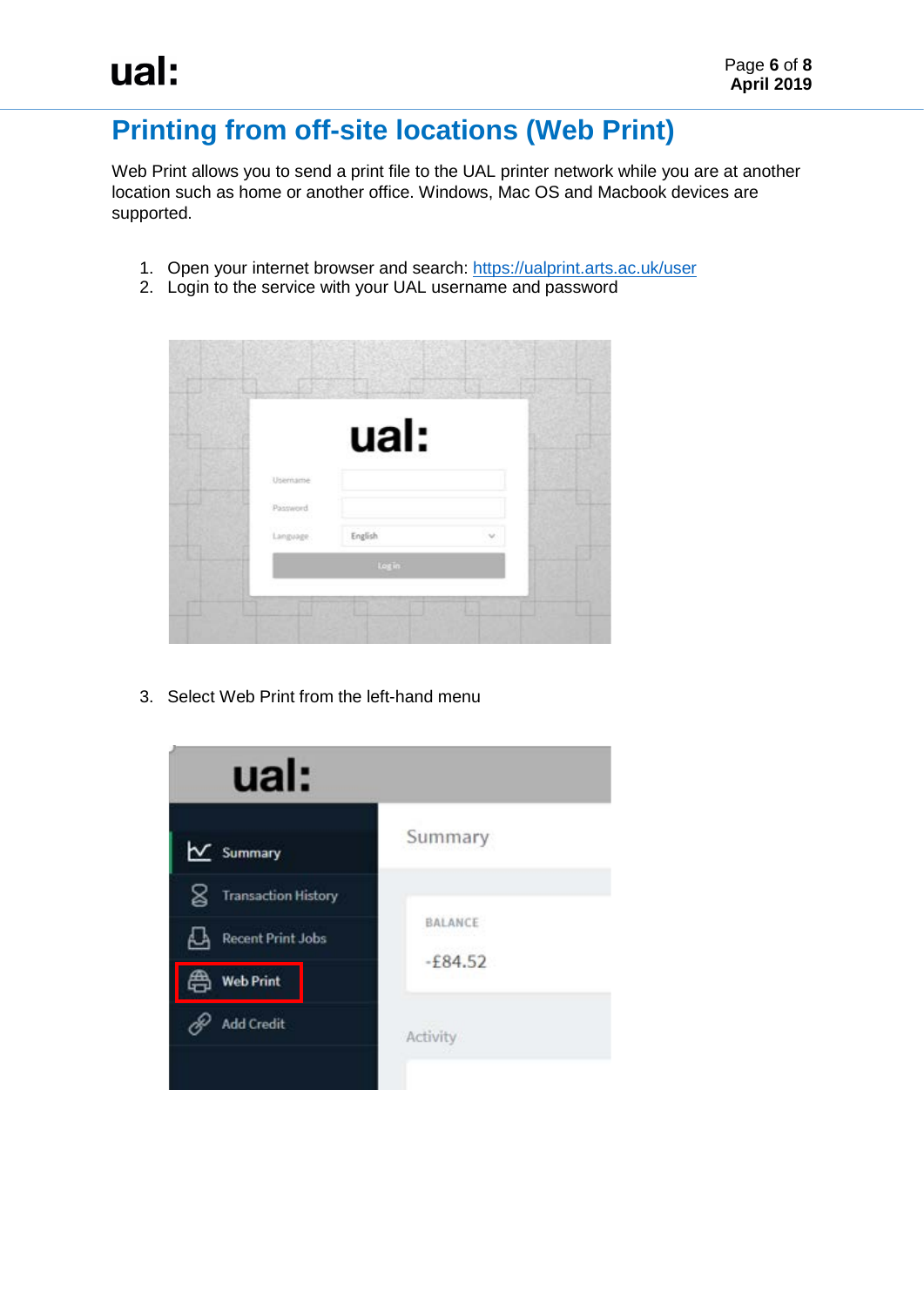## Printing from off-site locations (Web Print)

Web Print allows you to send a print file to the UAL printer network while you are at another location such as home or another office. Windows, Mac OS and Macbook devices are supported.

1. Open your internet browser and search: https://ualprint.arts.ac.uk/user
2. Login to the service with your UAL username and password

3. Select Web Print from the left-hand menu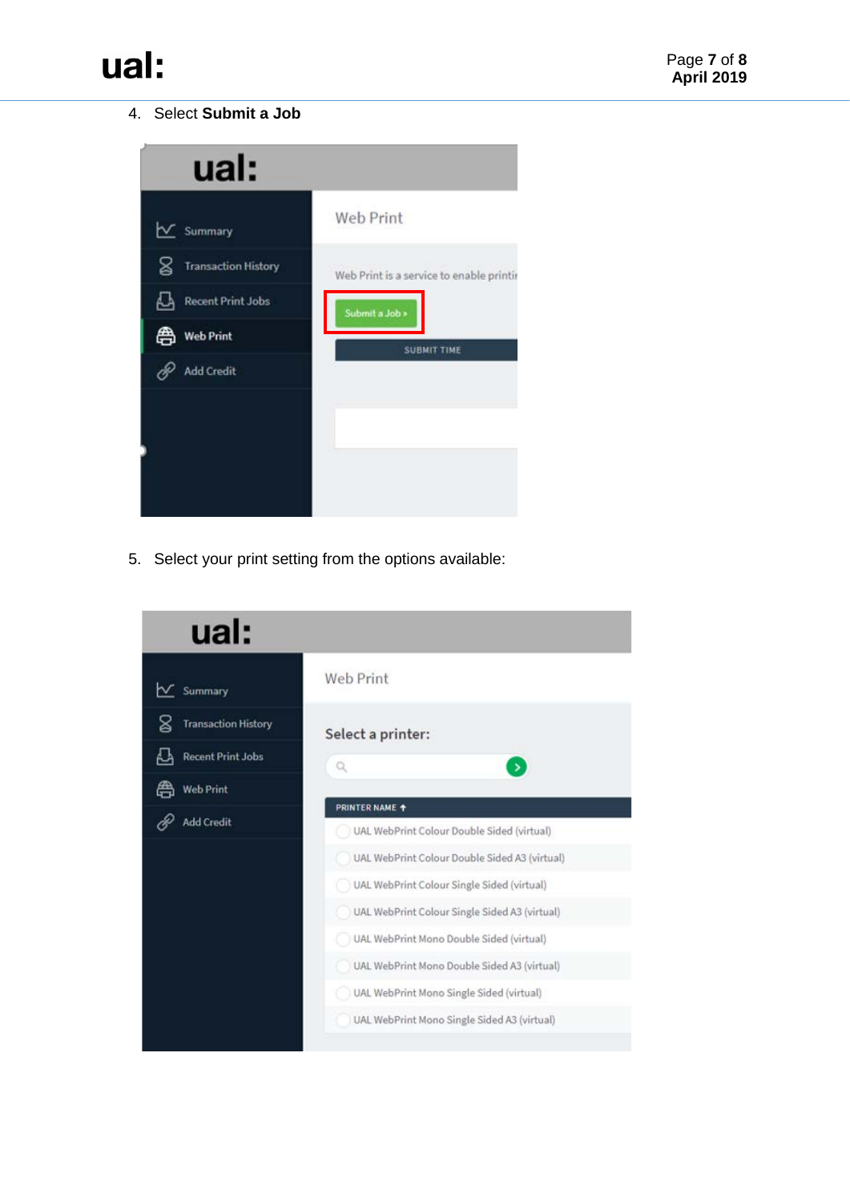4. Select **Submit a Job**

5. Select your print setting from the options available: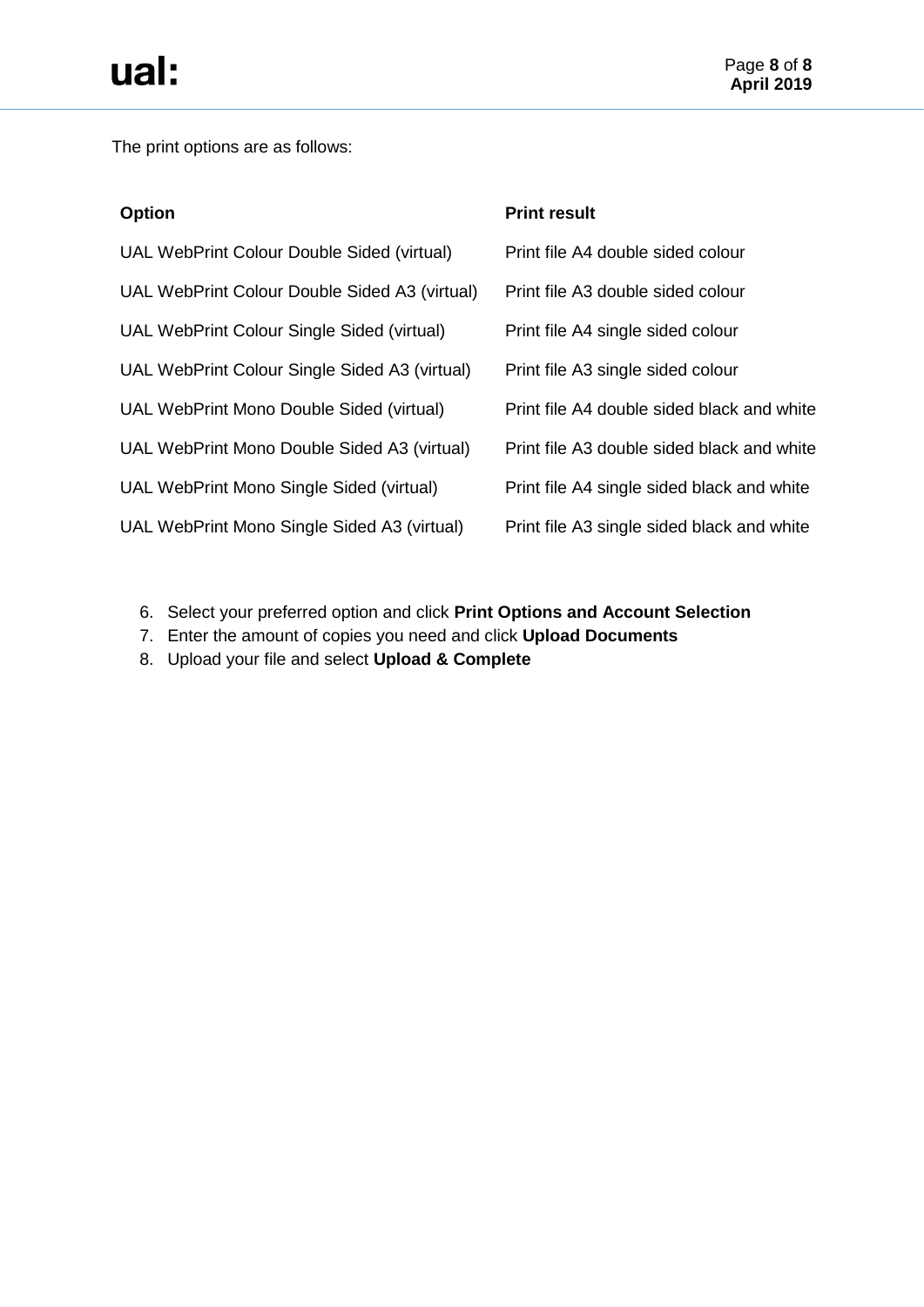The print options are as follows:

| Option | Print result |
|---|---|
| UAL WebPrint Colour Double Sided (virtual) | Print file A4 double sided colour |
| UAL WebPrint Colour Double Sided A3 (virtual) | Print file A3 double sided colour |
| UAL WebPrint Colour Single Sided (virtual) | Print file A4 single sided colour |
| UAL WebPrint Colour Single Sided A3 (virtual) | Print file A3 single sided colour |
| UAL WebPrint Mono Double Sided (virtual) | Print file A4 double sided black and white |
| UAL WebPrint Mono Double Sided A3 (virtual) | Print file A3 double sided black and white |
| UAL WebPrint Mono Single Sided (virtual) | Print file A4 single sided black and white |
| UAL WebPrint Mono Single Sided A3 (virtual) | Print file A3 single sided black and white |

6. Select your preferred option and click **Print Options and Account Selection**
7. Enter the amount of copies you need and click **Upload Documents**
8. Upload your file and select **Upload & Complete**